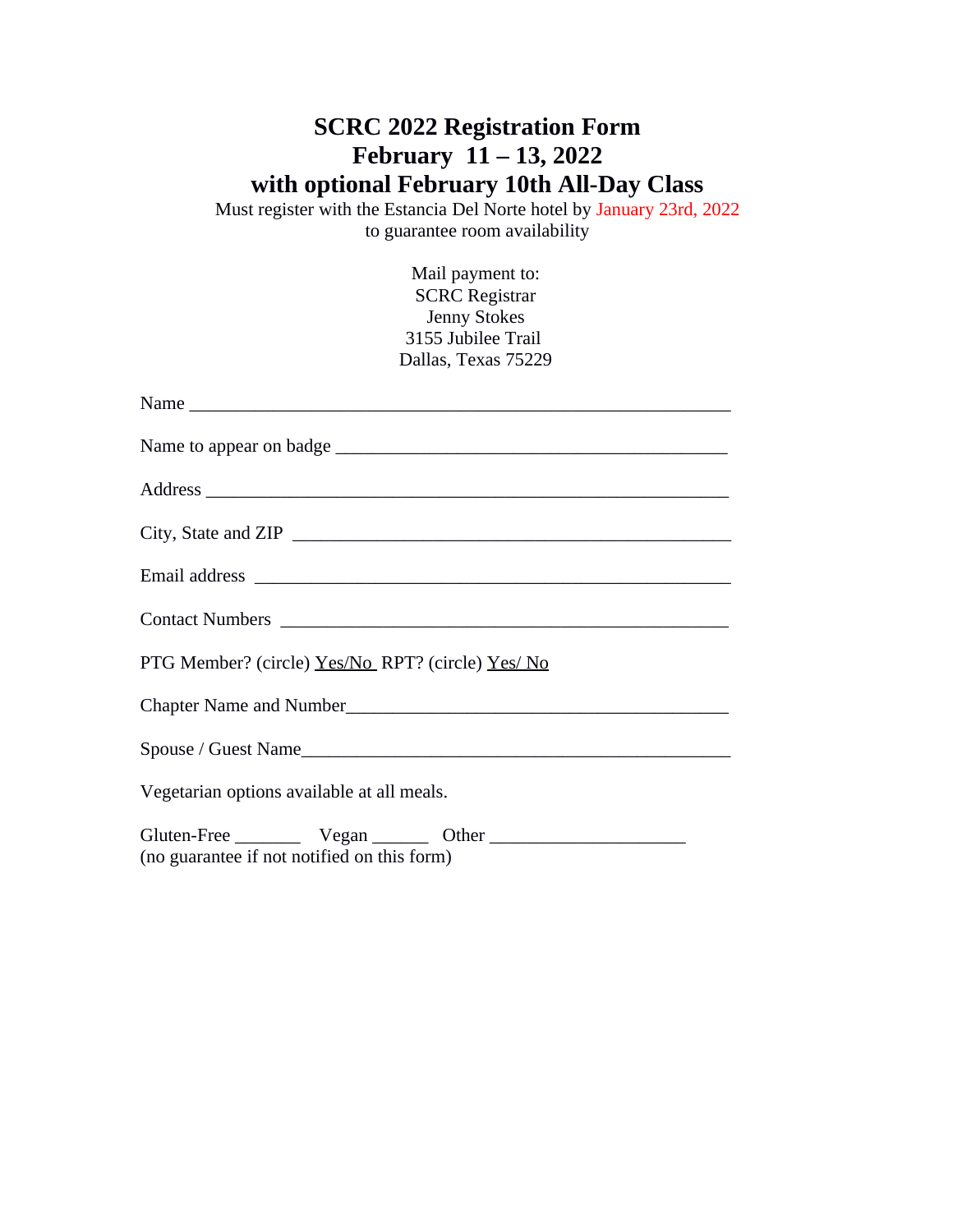# SCRC 2022 Registration Form
# February 11 – 13, 2022
# with optional February 10th All-Day Class

Must register with the Estancia Del Norte hotel by January 23rd, 2022
to guarantee room availability

Mail payment to:
SCRC Registrar
Jenny Stokes
3155 Jubilee Trail
Dallas, Texas 75229

Name ___________________________________________________________

Name to appear on badge ___________________________________________

Address _________________________________________________________

City, State and ZIP ________________________________________________

Email address ____________________________________________________

Contact Numbers _________________________________________________

PTG Member? (circle) Yes/No RPT? (circle) Yes/ No

Chapter Name and Number__________________________________________

Spouse / Guest Name______________________________________________

Vegetarian options available at all meals.

Gluten-Free _______ Vegan ______ Other _____________________
(no guarantee if not notified on this form)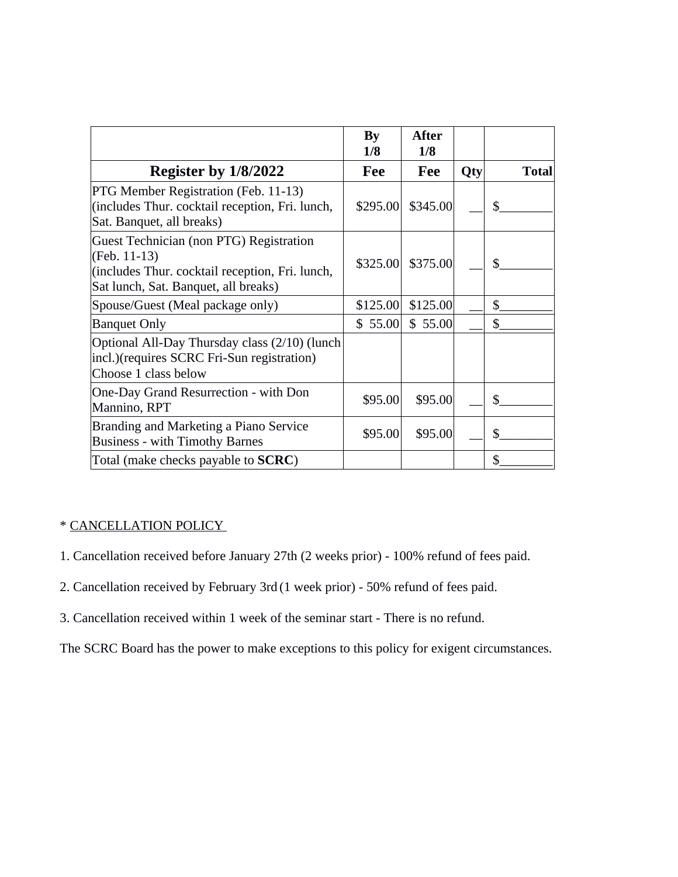| | By 1/8 | After 1/8 | | |
|---|---|---|---|---|
| **Register by 1/8/2022** | **Fee** | **Fee** | **Qty** | **Total** |
| PTG Member Registration (Feb. 11-13) (includes Thur. cocktail reception, Fri. lunch, Sat. Banquet, all breaks) | $295.00 | $345.00 | __ | $________ |
| Guest Technician (non PTG) Registration (Feb. 11-13) (includes Thur. cocktail reception, Fri. lunch, Sat lunch, Sat. Banquet, all breaks) | $325.00 | $375.00 | __ | $________ |
| Spouse/Guest (Meal package only) | $125.00 | $125.00 | __ | $________ |
| Banquet Only | $ 55.00 | $ 55.00 | __ | $________ |
| Optional All-Day Thursday class (2/10) (lunch incl.)(requires SCRC Fri-Sun registration) Choose 1 class below | | | | |
| One-Day Grand Resurrection - with Don Mannino, RPT | $95.00 | $95.00 | __ | $________ |
| Branding and Marketing a Piano Service Business - with Timothy Barnes | $95.00 | $95.00 | __ | $________ |
| Total (make checks payable to **SCRC**) | | | | $________ |

* CANCELLATION POLICY

1. Cancellation received before January 27th (2 weeks prior) - 100% refund of fees paid.

2. Cancellation received by February 3rd (1 week prior) - 50% refund of fees paid.

3. Cancellation received within 1 week of the seminar start - There is no refund.

The SCRC Board has the power to make exceptions to this policy for exigent circumstances.